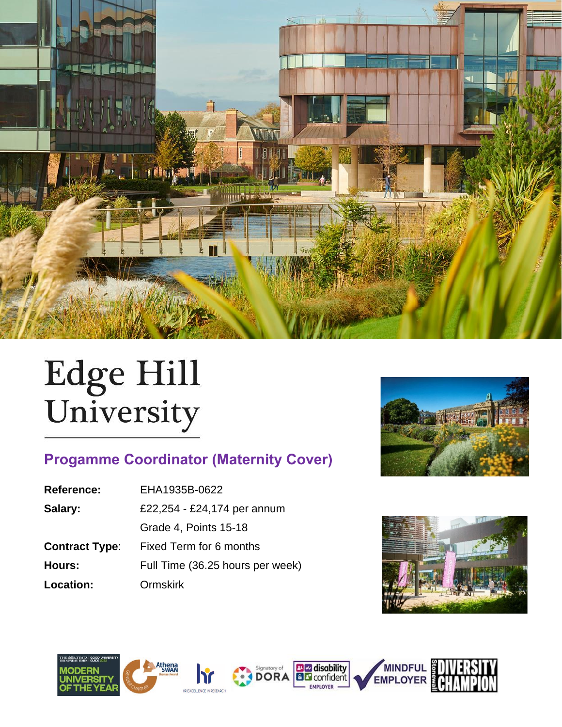# Edge Hill University

## Progamme Coordinator (Maternity Cover)

| | |
|---|---|
| **Reference:** | EHA1935B-0622 |
| **Salary:** | £22,254 - £24,174 per annum |
| | Grade 4, Points 15-18 |
| **Contract Type**: | Fixed Term for 6 months |
| **Hours:** | Full Time (36.25 hours per week) |
| **Location:** | Ormskirk |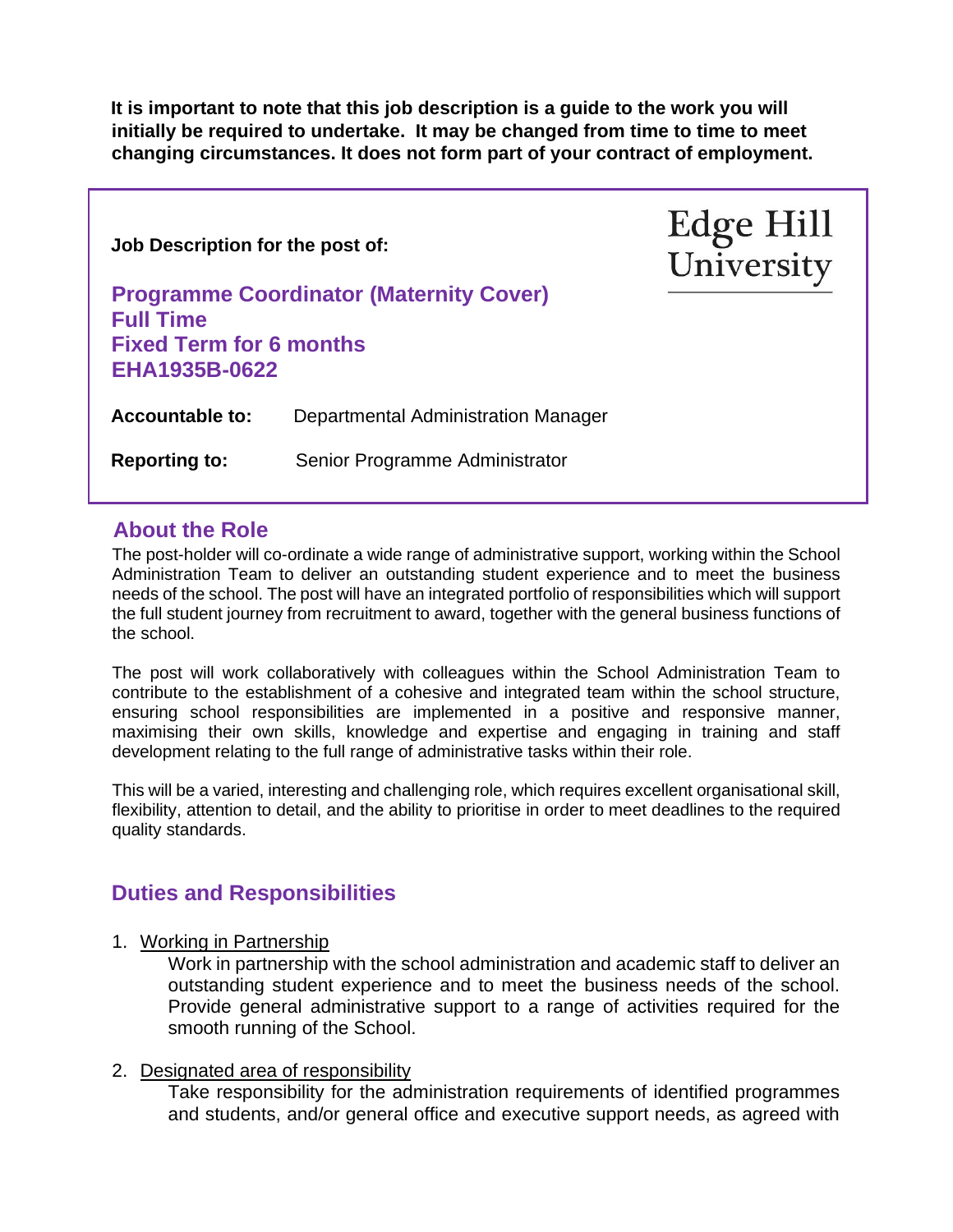**It is important to note that this job description is a guide to the work you will initially be required to undertake. It may be changed from time to time to meet changing circumstances. It does not form part of your contract of employment.**

**Job Description for the post of:**

Edge Hill University

## Programme Coordinator (Maternity Cover)
## Full Time
## Fixed Term for 6 months
## EHA1935B-0622

**Accountable to:** Departmental Administration Manager

**Reporting to:** Senior Programme Administrator

## About the Role

The post-holder will co-ordinate a wide range of administrative support, working within the School Administration Team to deliver an outstanding student experience and to meet the business needs of the school. The post will have an integrated portfolio of responsibilities which will support the full student journey from recruitment to award, together with the general business functions of the school.

The post will work collaboratively with colleagues within the School Administration Team to contribute to the establishment of a cohesive and integrated team within the school structure, ensuring school responsibilities are implemented in a positive and responsive manner, maximising their own skills, knowledge and expertise and engaging in training and staff development relating to the full range of administrative tasks within their role.

This will be a varied, interesting and challenging role, which requires excellent organisational skill, flexibility, attention to detail, and the ability to prioritise in order to meet deadlines to the required quality standards.

## Duties and Responsibilities

1. Working in Partnership
   Work in partnership with the school administration and academic staff to deliver an outstanding student experience and to meet the business needs of the school. Provide general administrative support to a range of activities required for the smooth running of the School.

2. Designated area of responsibility
   Take responsibility for the administration requirements of identified programmes and students, and/or general office and executive support needs, as agreed with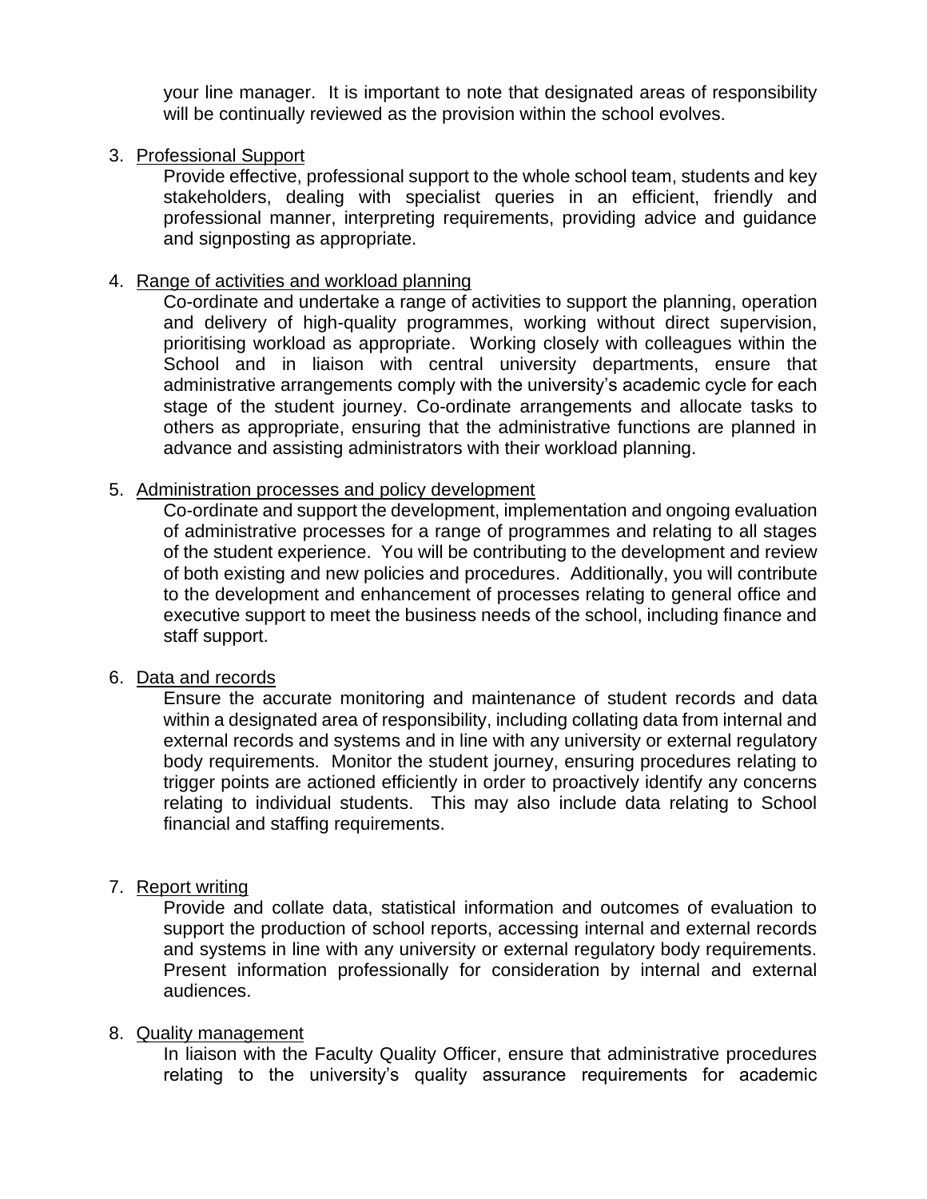your line manager. It is important to note that designated areas of responsibility will be continually reviewed as the provision within the school evolves.

3. Professional Support

   Provide effective, professional support to the whole school team, students and key stakeholders, dealing with specialist queries in an efficient, friendly and professional manner, interpreting requirements, providing advice and guidance and signposting as appropriate.

4. Range of activities and workload planning

   Co-ordinate and undertake a range of activities to support the planning, operation and delivery of high-quality programmes, working without direct supervision, prioritising workload as appropriate. Working closely with colleagues within the School and in liaison with central university departments, ensure that administrative arrangements comply with the university's academic cycle for each stage of the student journey. Co-ordinate arrangements and allocate tasks to others as appropriate, ensuring that the administrative functions are planned in advance and assisting administrators with their workload planning.

5. Administration processes and policy development

   Co-ordinate and support the development, implementation and ongoing evaluation of administrative processes for a range of programmes and relating to all stages of the student experience. You will be contributing to the development and review of both existing and new policies and procedures. Additionally, you will contribute to the development and enhancement of processes relating to general office and executive support to meet the business needs of the school, including finance and staff support.

6. Data and records

   Ensure the accurate monitoring and maintenance of student records and data within a designated area of responsibility, including collating data from internal and external records and systems and in line with any university or external regulatory body requirements. Monitor the student journey, ensuring procedures relating to trigger points are actioned efficiently in order to proactively identify any concerns relating to individual students. This may also include data relating to School financial and staffing requirements.

7. Report writing

   Provide and collate data, statistical information and outcomes of evaluation to support the production of school reports, accessing internal and external records and systems in line with any university or external regulatory body requirements. Present information professionally for consideration by internal and external audiences.

8. Quality management

   In liaison with the Faculty Quality Officer, ensure that administrative procedures relating to the university's quality assurance requirements for academic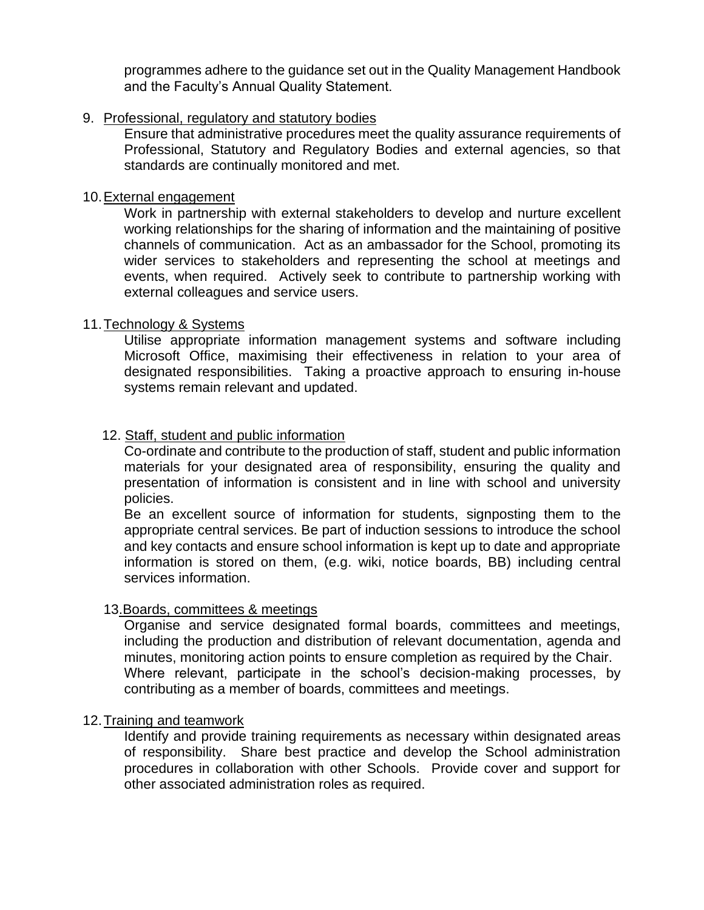programmes adhere to the guidance set out in the Quality Management Handbook and the Faculty's Annual Quality Statement.

9. Professional, regulatory and statutory bodies

   Ensure that administrative procedures meet the quality assurance requirements of Professional, Statutory and Regulatory Bodies and external agencies, so that standards are continually monitored and met.

10. External engagement

    Work in partnership with external stakeholders to develop and nurture excellent working relationships for the sharing of information and the maintaining of positive channels of communication. Act as an ambassador for the School, promoting its wider services to stakeholders and representing the school at meetings and events, when required. Actively seek to contribute to partnership working with external colleagues and service users.

11. Technology & Systems

    Utilise appropriate information management systems and software including Microsoft Office, maximising their effectiveness in relation to your area of designated responsibilities. Taking a proactive approach to ensuring in-house systems remain relevant and updated.

12. Staff, student and public information

    Co-ordinate and contribute to the production of staff, student and public information materials for your designated area of responsibility, ensuring the quality and presentation of information is consistent and in line with school and university policies.

    Be an excellent source of information for students, signposting them to the appropriate central services. Be part of induction sessions to introduce the school and key contacts and ensure school information is kept up to date and appropriate information is stored on them, (e.g. wiki, notice boards, BB) including central services information.

13. Boards, committees & meetings

    Organise and service designated formal boards, committees and meetings, including the production and distribution of relevant documentation, agenda and minutes, monitoring action points to ensure completion as required by the Chair.

    Where relevant, participate in the school's decision-making processes, by contributing as a member of boards, committees and meetings.

12. Training and teamwork

    Identify and provide training requirements as necessary within designated areas of responsibility. Share best practice and develop the School administration procedures in collaboration with other Schools. Provide cover and support for other associated administration roles as required.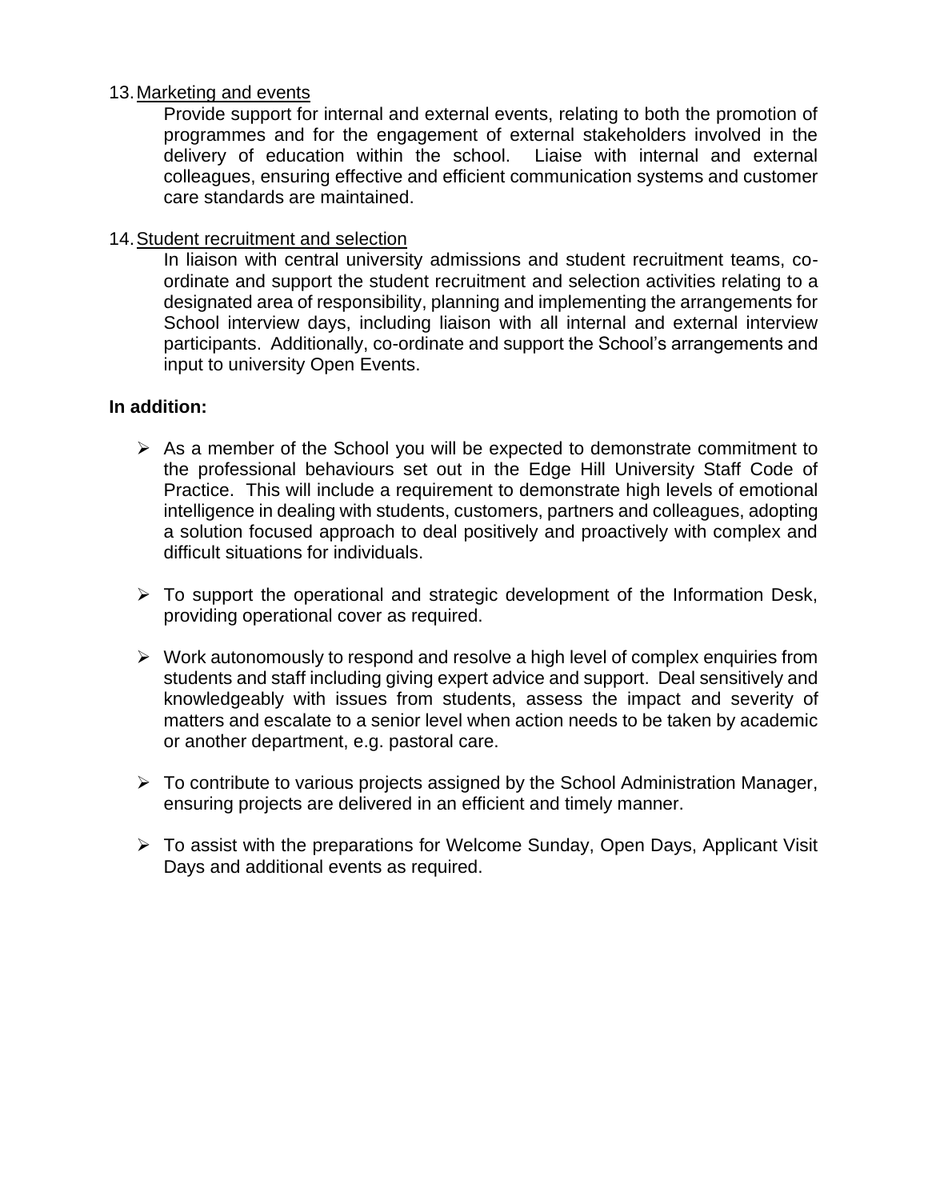13. <u>Marketing and events</u>
    Provide support for internal and external events, relating to both the promotion of programmes and for the engagement of external stakeholders involved in the delivery of education within the school. Liaise with internal and external colleagues, ensuring effective and efficient communication systems and customer care standards are maintained.

14. <u>Student recruitment and selection</u>
    In liaison with central university admissions and student recruitment teams, co-ordinate and support the student recruitment and selection activities relating to a designated area of responsibility, planning and implementing the arrangements for School interview days, including liaison with all internal and external interview participants. Additionally, co-ordinate and support the School's arrangements and input to university Open Events.

**In addition:**

- As a member of the School you will be expected to demonstrate commitment to the professional behaviours set out in the Edge Hill University Staff Code of Practice. This will include a requirement to demonstrate high levels of emotional intelligence in dealing with students, customers, partners and colleagues, adopting a solution focused approach to deal positively and proactively with complex and difficult situations for individuals.

- To support the operational and strategic development of the Information Desk, providing operational cover as required.

- Work autonomously to respond and resolve a high level of complex enquiries from students and staff including giving expert advice and support. Deal sensitively and knowledgeably with issues from students, assess the impact and severity of matters and escalate to a senior level when action needs to be taken by academic or another department, e.g. pastoral care.

- To contribute to various projects assigned by the School Administration Manager, ensuring projects are delivered in an efficient and timely manner.

- To assist with the preparations for Welcome Sunday, Open Days, Applicant Visit Days and additional events as required.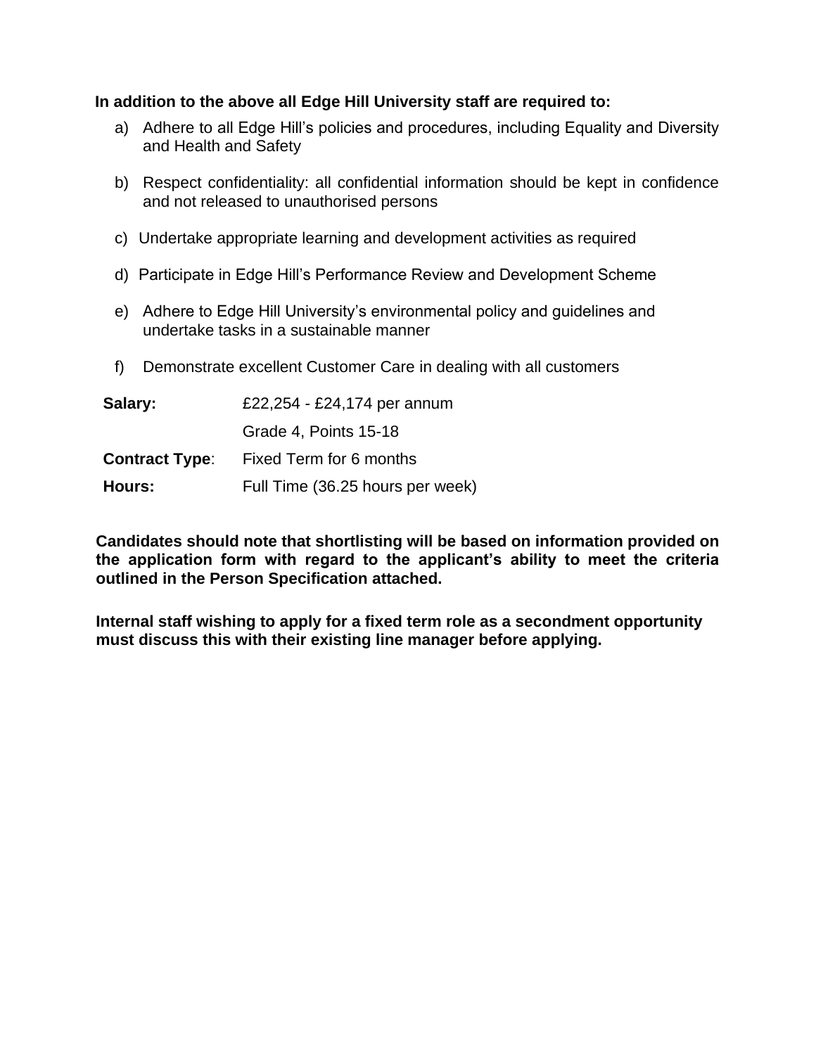**In addition to the above all Edge Hill University staff are required to:**

a) Adhere to all Edge Hill's policies and procedures, including Equality and Diversity and Health and Safety

b) Respect confidentiality: all confidential information should be kept in confidence and not released to unauthorised persons

c) Undertake appropriate learning and development activities as required

d) Participate in Edge Hill's Performance Review and Development Scheme

e) Adhere to Edge Hill University's environmental policy and guidelines and undertake tasks in a sustainable manner

f) Demonstrate excellent Customer Care in dealing with all customers

| | |
|---|---|
| **Salary:** | £22,254 - £24,174 per annum |
| | Grade 4, Points 15-18 |
| **Contract Type**: | Fixed Term for 6 months |
| **Hours:** | Full Time (36.25 hours per week) |

**Candidates should note that shortlisting will be based on information provided on the application form with regard to the applicant's ability to meet the criteria outlined in the Person Specification attached.**

**Internal staff wishing to apply for a fixed term role as a secondment opportunity must discuss this with their existing line manager before applying.**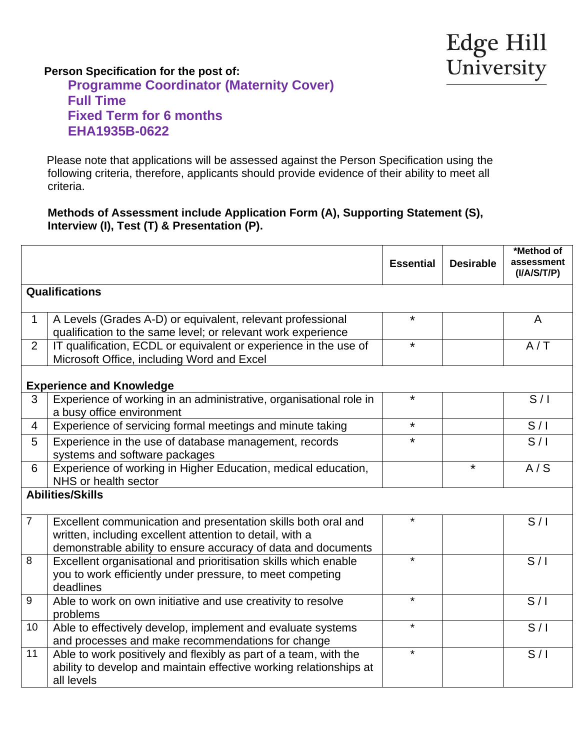Edge Hill University

**Person Specification for the post of:**

**Programme Coordinator (Maternity Cover)**
**Full Time**
**Fixed Term for 6 months**
**EHA1935B-0622**

Please note that applications will be assessed against the Person Specification using the following criteria, therefore, applicants should provide evidence of their ability to meet all criteria.

**Methods of Assessment include Application Form (A), Supporting Statement (S), Interview (I), Test (T) & Presentation (P).**

| | | Essential | Desirable | *Method of assessment (I/A/S/T/P) |
|---|---|---|---|---|
| **Qualifications** | | | | |
| 1 | A Levels (Grades A-D) or equivalent, relevant professional qualification to the same level; or relevant work experience | * | | A |
| 2 | IT qualification, ECDL or equivalent or experience in the use of Microsoft Office, including Word and Excel | * | | A / T |
| **Experience and Knowledge** | | | | |
| 3 | Experience of working in an administrative, organisational role in a busy office environment | * | | S / I |
| 4 | Experience of servicing formal meetings and minute taking | * | | S / I |
| 5 | Experience in the use of database management, records systems and software packages | * | | S / I |
| 6 | Experience of working in Higher Education, medical education, NHS or health sector | | * | A / S |
| **Abilities/Skills** | | | | |
| 7 | Excellent communication and presentation skills both oral and written, including excellent attention to detail, with a demonstrable ability to ensure accuracy of data and documents | * | | S / I |
| 8 | Excellent organisational and prioritisation skills which enable you to work efficiently under pressure, to meet competing deadlines | * | | S / I |
| 9 | Able to work on own initiative and use creativity to resolve problems | * | | S / I |
| 10 | Able to effectively develop, implement and evaluate systems and processes and make recommendations for change | * | | S / I |
| 11 | Able to work positively and flexibly as part of a team, with the ability to develop and maintain effective working relationships at all levels | * | | S / I |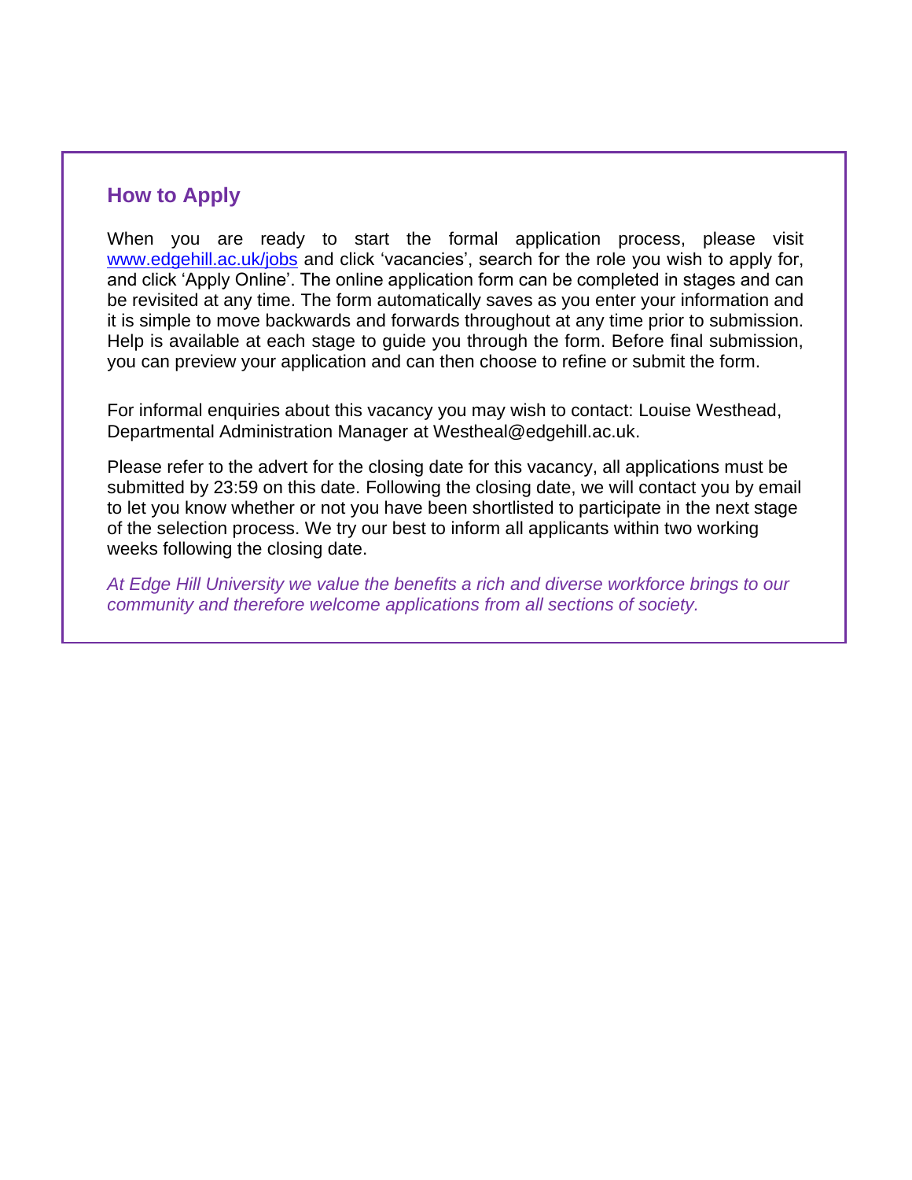## How to Apply

When you are ready to start the formal application process, please visit [www.edgehill.ac.uk/jobs](http://www.edgehill.ac.uk/jobs) and click 'vacancies', search for the role you wish to apply for, and click 'Apply Online'. The online application form can be completed in stages and can be revisited at any time. The form automatically saves as you enter your information and it is simple to move backwards and forwards throughout at any time prior to submission. Help is available at each stage to guide you through the form. Before final submission, you can preview your application and can then choose to refine or submit the form.

For informal enquiries about this vacancy you may wish to contact: Louise Westhead, Departmental Administration Manager at Westheal@edgehill.ac.uk.

Please refer to the advert for the closing date for this vacancy, all applications must be submitted by 23:59 on this date. Following the closing date, we will contact you by email to let you know whether or not you have been shortlisted to participate in the next stage of the selection process. We try our best to inform all applicants within two working weeks following the closing date.

*At Edge Hill University we value the benefits a rich and diverse workforce brings to our community and therefore welcome applications from all sections of society.*